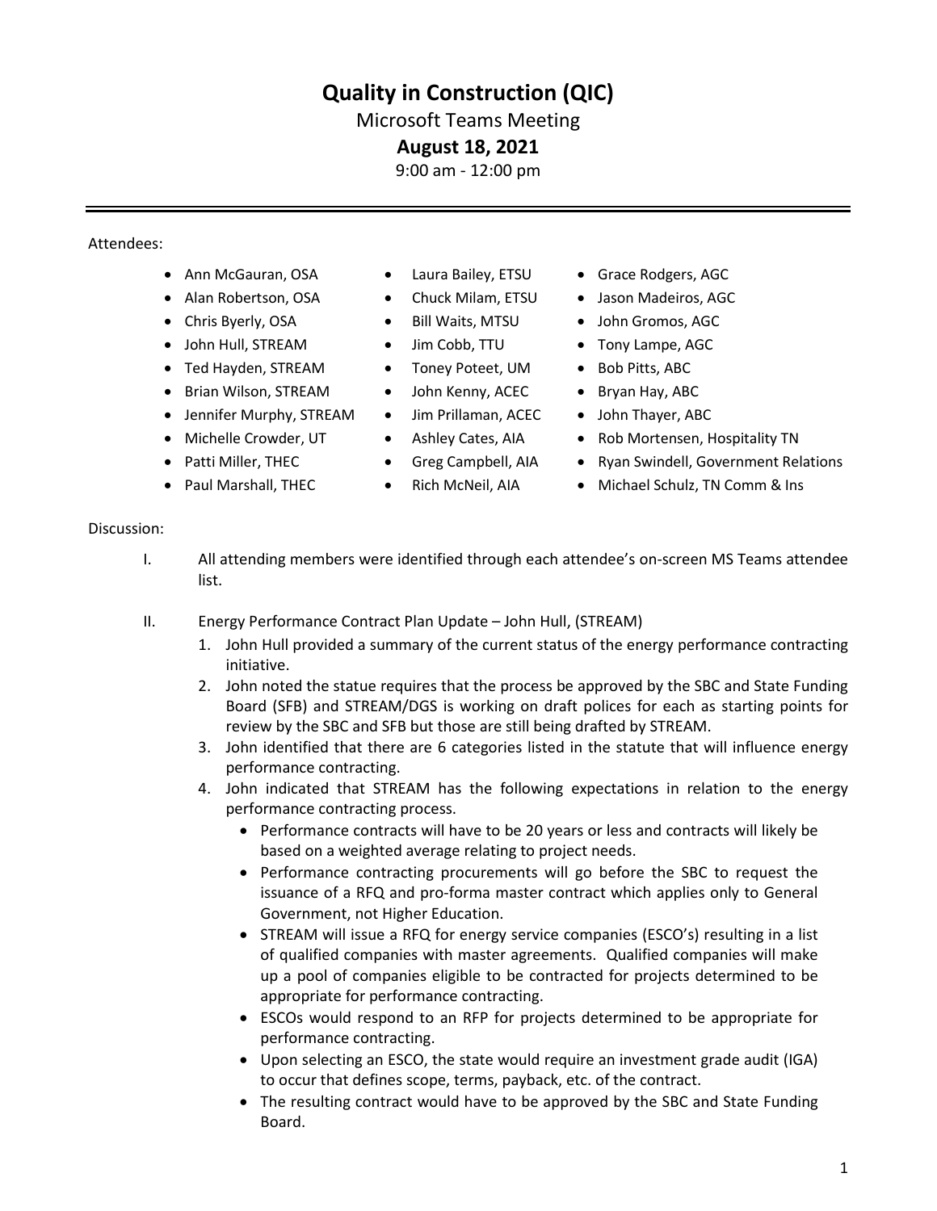# Quality in Construction (QIC)

Microsoft Teams Meeting

**August 18, 2021**

9:00 am - 12:00 pm

---

Attendees:

- Ann McGauran, OSA
- Alan Robertson, OSA
- Chris Byerly, OSA
- John Hull, STREAM
- Ted Hayden, STREAM
- Brian Wilson, STREAM
- Jennifer Murphy, STREAM
- Michelle Crowder, UT
- Patti Miller, THEC
- Paul Marshall, THEC
- Laura Bailey, ETSU
- Chuck Milam, ETSU
- Bill Waits, MTSU
- Jim Cobb, TTU
- Toney Poteet, UM
- John Kenny, ACEC
- Jim Prillaman, ACEC
- Ashley Cates, AIA
- Greg Campbell, AIA
- Rich McNeil, AIA
- Grace Rodgers, AGC
- Jason Madeiros, AGC
- John Gromos, AGC
- Tony Lampe, AGC
- Bob Pitts, ABC
- Bryan Hay, ABC
- John Thayer, ABC
- Rob Mortensen, Hospitality TN
- Ryan Swindell, Government Relations
- Michael Schulz, TN Comm & Ins

Discussion:

I. All attending members were identified through each attendee's on-screen MS Teams attendee list.

II. Energy Performance Contract Plan Update – John Hull, (STREAM)

1. John Hull provided a summary of the current status of the energy performance contracting initiative.
2. John noted the statue requires that the process be approved by the SBC and State Funding Board (SFB) and STREAM/DGS is working on draft polices for each as starting points for review by the SBC and SFB but those are still being drafted by STREAM.
3. John identified that there are 6 categories listed in the statute that will influence energy performance contracting.
4. John indicated that STREAM has the following expectations in relation to the energy performance contracting process.
   - Performance contracts will have to be 20 years or less and contracts will likely be based on a weighted average relating to project needs.
   - Performance contracting procurements will go before the SBC to request the issuance of a RFQ and pro-forma master contract which applies only to General Government, not Higher Education.
   - STREAM will issue a RFQ for energy service companies (ESCO's) resulting in a list of qualified companies with master agreements. Qualified companies will make up a pool of companies eligible to be contracted for projects determined to be appropriate for performance contracting.
   - ESCOs would respond to an RFP for projects determined to be appropriate for performance contracting.
   - Upon selecting an ESCO, the state would require an investment grade audit (IGA) to occur that defines scope, terms, payback, etc. of the contract.
   - The resulting contract would have to be approved by the SBC and State Funding Board.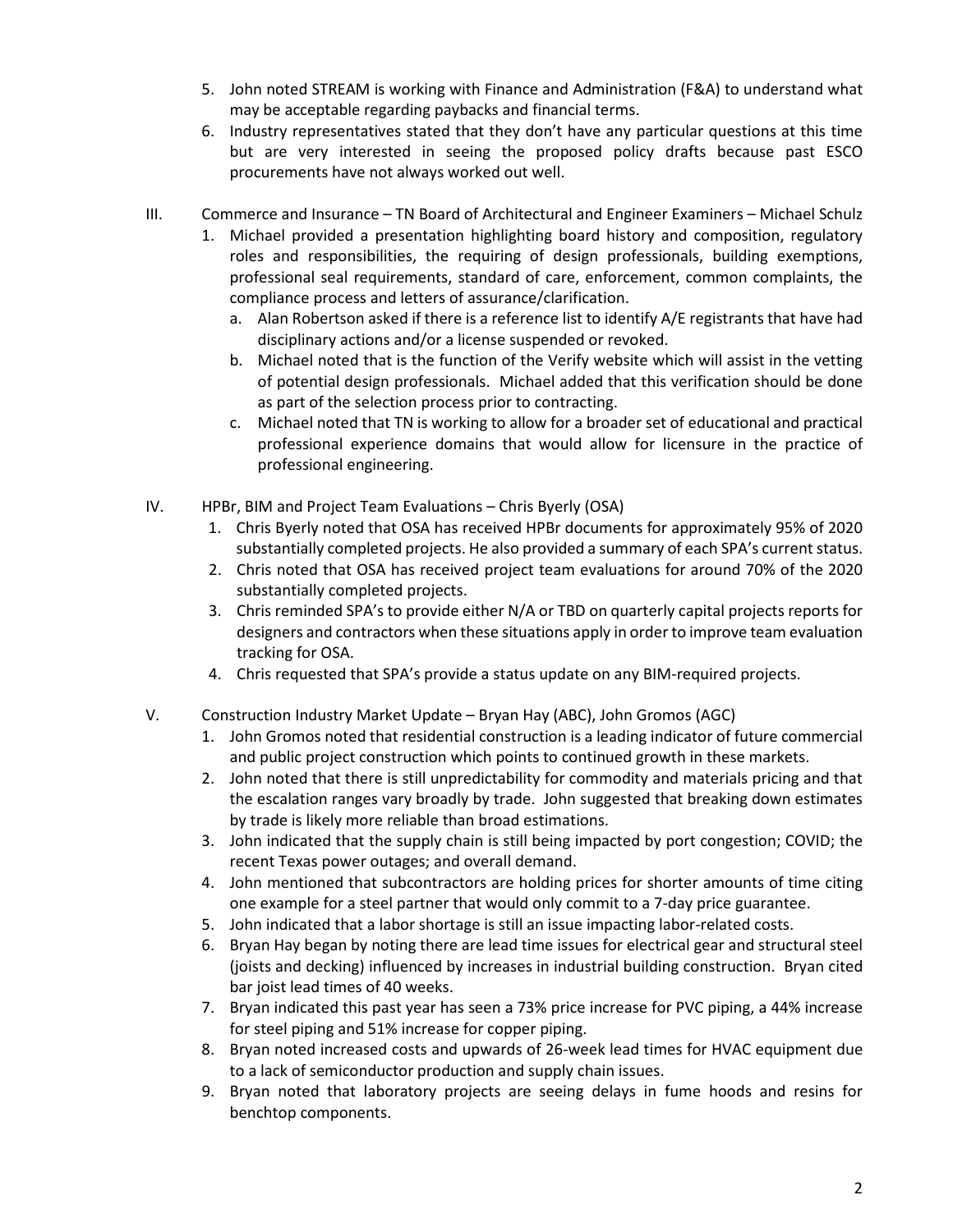5. John noted STREAM is working with Finance and Administration (F&A) to understand what may be acceptable regarding paybacks and financial terms.
6. Industry representatives stated that they don't have any particular questions at this time but are very interested in seeing the proposed policy drafts because past ESCO procurements have not always worked out well.

III. Commerce and Insurance – TN Board of Architectural and Engineer Examiners – Michael Schulz

1. Michael provided a presentation highlighting board history and composition, regulatory roles and responsibilities, the requiring of design professionals, building exemptions, professional seal requirements, standard of care, enforcement, common complaints, the compliance process and letters of assurance/clarification.
   a. Alan Robertson asked if there is a reference list to identify A/E registrants that have had disciplinary actions and/or a license suspended or revoked.
   b. Michael noted that is the function of the Verify website which will assist in the vetting of potential design professionals. Michael added that this verification should be done as part of the selection process prior to contracting.
   c. Michael noted that TN is working to allow for a broader set of educational and practical professional experience domains that would allow for licensure in the practice of professional engineering.

IV. HPBr, BIM and Project Team Evaluations – Chris Byerly (OSA)

1. Chris Byerly noted that OSA has received HPBr documents for approximately 95% of 2020 substantially completed projects. He also provided a summary of each SPA's current status.
2. Chris noted that OSA has received project team evaluations for around 70% of the 2020 substantially completed projects.
3. Chris reminded SPA's to provide either N/A or TBD on quarterly capital projects reports for designers and contractors when these situations apply in order to improve team evaluation tracking for OSA.
4. Chris requested that SPA's provide a status update on any BIM-required projects.

V. Construction Industry Market Update – Bryan Hay (ABC), John Gromos (AGC)

1. John Gromos noted that residential construction is a leading indicator of future commercial and public project construction which points to continued growth in these markets.
2. John noted that there is still unpredictability for commodity and materials pricing and that the escalation ranges vary broadly by trade. John suggested that breaking down estimates by trade is likely more reliable than broad estimations.
3. John indicated that the supply chain is still being impacted by port congestion; COVID; the recent Texas power outages; and overall demand.
4. John mentioned that subcontractors are holding prices for shorter amounts of time citing one example for a steel partner that would only commit to a 7-day price guarantee.
5. John indicated that a labor shortage is still an issue impacting labor-related costs.
6. Bryan Hay began by noting there are lead time issues for electrical gear and structural steel (joists and decking) influenced by increases in industrial building construction. Bryan cited bar joist lead times of 40 weeks.
7. Bryan indicated this past year has seen a 73% price increase for PVC piping, a 44% increase for steel piping and 51% increase for copper piping.
8. Bryan noted increased costs and upwards of 26-week lead times for HVAC equipment due to a lack of semiconductor production and supply chain issues.
9. Bryan noted that laboratory projects are seeing delays in fume hoods and resins for benchtop components.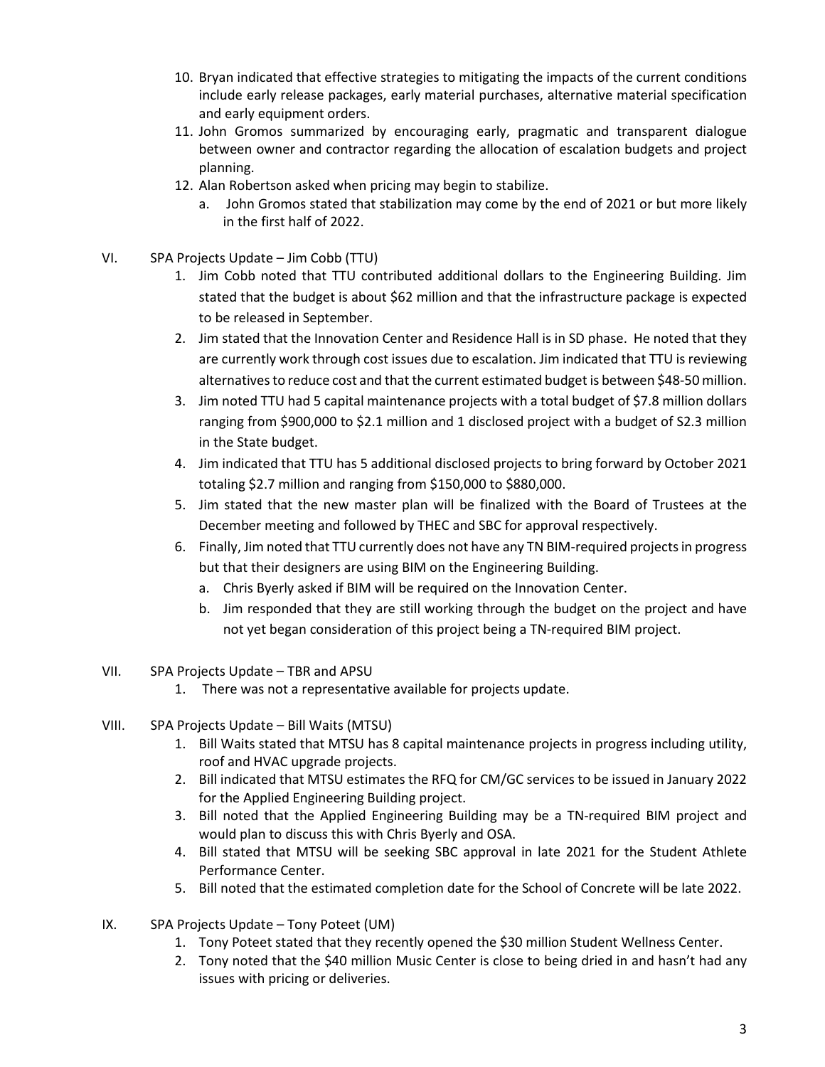10. Bryan indicated that effective strategies to mitigating the impacts of the current conditions include early release packages, early material purchases, alternative material specification and early equipment orders.
11. John Gromos summarized by encouraging early, pragmatic and transparent dialogue between owner and contractor regarding the allocation of escalation budgets and project planning.
12. Alan Robertson asked when pricing may begin to stabilize.
    a. John Gromos stated that stabilization may come by the end of 2021 or but more likely in the first half of 2022.

VI. SPA Projects Update – Jim Cobb (TTU)

1. Jim Cobb noted that TTU contributed additional dollars to the Engineering Building. Jim stated that the budget is about $62 million and that the infrastructure package is expected to be released in September.
2. Jim stated that the Innovation Center and Residence Hall is in SD phase. He noted that they are currently work through cost issues due to escalation. Jim indicated that TTU is reviewing alternatives to reduce cost and that the current estimated budget is between $48-50 million.
3. Jim noted TTU had 5 capital maintenance projects with a total budget of $7.8 million dollars ranging from $900,000 to $2.1 million and 1 disclosed project with a budget of S2.3 million in the State budget.
4. Jim indicated that TTU has 5 additional disclosed projects to bring forward by October 2021 totaling $2.7 million and ranging from $150,000 to $880,000.
5. Jim stated that the new master plan will be finalized with the Board of Trustees at the December meeting and followed by THEC and SBC for approval respectively.
6. Finally, Jim noted that TTU currently does not have any TN BIM-required projects in progress but that their designers are using BIM on the Engineering Building.
    a. Chris Byerly asked if BIM will be required on the Innovation Center.
    b. Jim responded that they are still working through the budget on the project and have not yet began consideration of this project being a TN-required BIM project.

VII. SPA Projects Update – TBR and APSU

1. There was not a representative available for projects update.

VIII. SPA Projects Update – Bill Waits (MTSU)

1. Bill Waits stated that MTSU has 8 capital maintenance projects in progress including utility, roof and HVAC upgrade projects.
2. Bill indicated that MTSU estimates the RFQ for CM/GC services to be issued in January 2022 for the Applied Engineering Building project.
3. Bill noted that the Applied Engineering Building may be a TN-required BIM project and would plan to discuss this with Chris Byerly and OSA.
4. Bill stated that MTSU will be seeking SBC approval in late 2021 for the Student Athlete Performance Center.
5. Bill noted that the estimated completion date for the School of Concrete will be late 2022.

IX. SPA Projects Update – Tony Poteet (UM)

1. Tony Poteet stated that they recently opened the $30 million Student Wellness Center.
2. Tony noted that the $40 million Music Center is close to being dried in and hasn't had any issues with pricing or deliveries.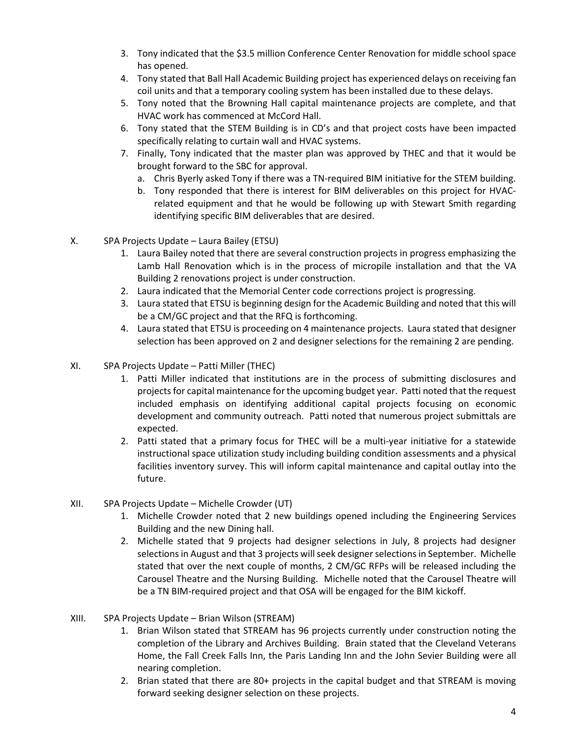3. Tony indicated that the $3.5 million Conference Center Renovation for middle school space has opened.
4. Tony stated that Ball Hall Academic Building project has experienced delays on receiving fan coil units and that a temporary cooling system has been installed due to these delays.
5. Tony noted that the Browning Hall capital maintenance projects are complete, and that HVAC work has commenced at McCord Hall.
6. Tony stated that the STEM Building is in CD's and that project costs have been impacted specifically relating to curtain wall and HVAC systems.
7. Finally, Tony indicated that the master plan was approved by THEC and that it would be brought forward to the SBC for approval.
   a. Chris Byerly asked Tony if there was a TN-required BIM initiative for the STEM building.
   b. Tony responded that there is interest for BIM deliverables on this project for HVAC-related equipment and that he would be following up with Stewart Smith regarding identifying specific BIM deliverables that are desired.

X. SPA Projects Update – Laura Bailey (ETSU)

1. Laura Bailey noted that there are several construction projects in progress emphasizing the Lamb Hall Renovation which is in the process of micropile installation and that the VA Building 2 renovations project is under construction.
2. Laura indicated that the Memorial Center code corrections project is progressing.
3. Laura stated that ETSU is beginning design for the Academic Building and noted that this will be a CM/GC project and that the RFQ is forthcoming.
4. Laura stated that ETSU is proceeding on 4 maintenance projects. Laura stated that designer selection has been approved on 2 and designer selections for the remaining 2 are pending.

XI. SPA Projects Update – Patti Miller (THEC)

1. Patti Miller indicated that institutions are in the process of submitting disclosures and projects for capital maintenance for the upcoming budget year. Patti noted that the request included emphasis on identifying additional capital projects focusing on economic development and community outreach. Patti noted that numerous project submittals are expected.
2. Patti stated that a primary focus for THEC will be a multi-year initiative for a statewide instructional space utilization study including building condition assessments and a physical facilities inventory survey. This will inform capital maintenance and capital outlay into the future.

XII. SPA Projects Update – Michelle Crowder (UT)

1. Michelle Crowder noted that 2 new buildings opened including the Engineering Services Building and the new Dining hall.
2. Michelle stated that 9 projects had designer selections in July, 8 projects had designer selections in August and that 3 projects will seek designer selections in September. Michelle stated that over the next couple of months, 2 CM/GC RFPs will be released including the Carousel Theatre and the Nursing Building. Michelle noted that the Carousel Theatre will be a TN BIM-required project and that OSA will be engaged for the BIM kickoff.

XIII. SPA Projects Update – Brian Wilson (STREAM)

1. Brian Wilson stated that STREAM has 96 projects currently under construction noting the completion of the Library and Archives Building. Brain stated that the Cleveland Veterans Home, the Fall Creek Falls Inn, the Paris Landing Inn and the John Sevier Building were all nearing completion.
2. Brian stated that there are 80+ projects in the capital budget and that STREAM is moving forward seeking designer selection on these projects.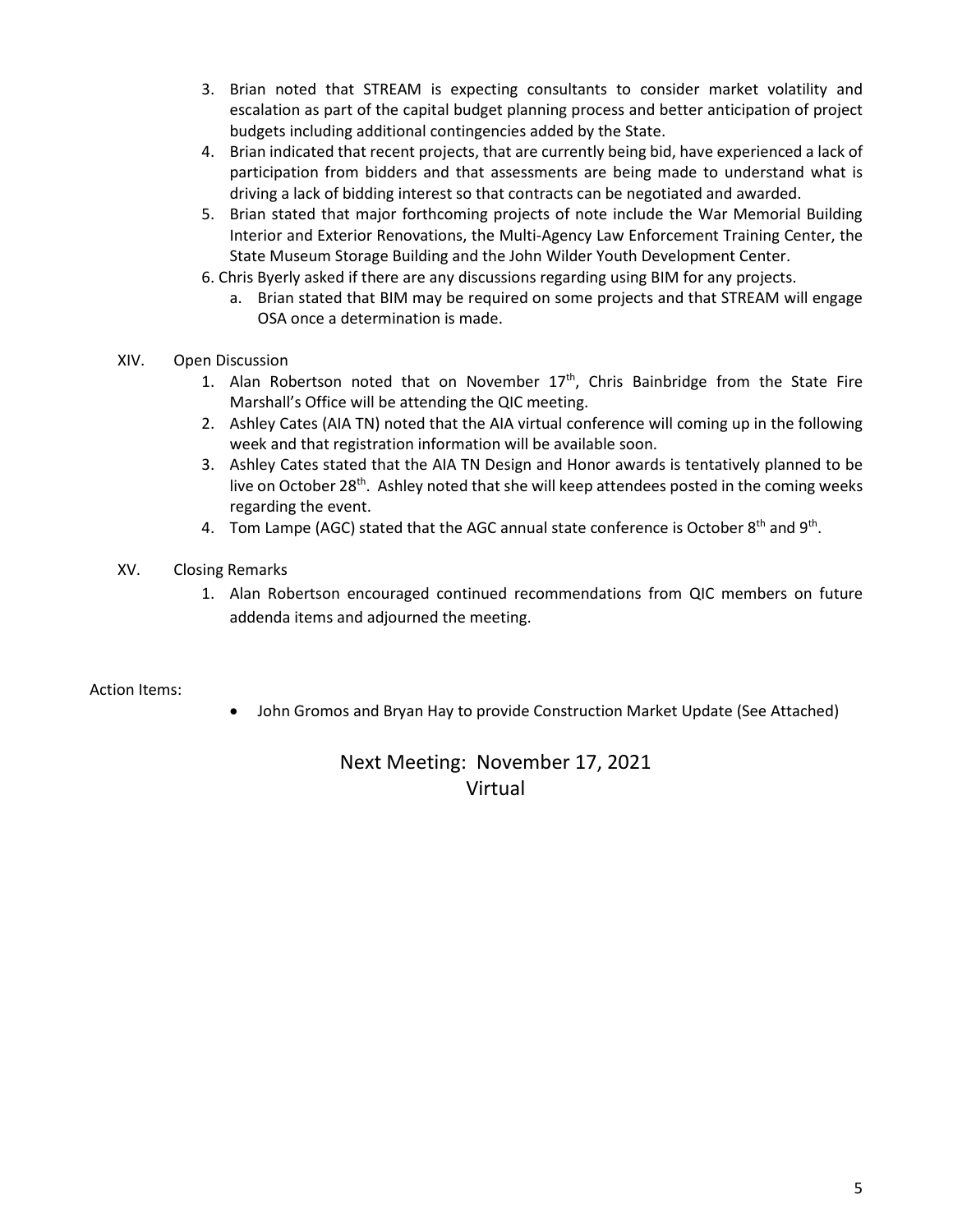3. Brian noted that STREAM is expecting consultants to consider market volatility and escalation as part of the capital budget planning process and better anticipation of project budgets including additional contingencies added by the State.
4. Brian indicated that recent projects, that are currently being bid, have experienced a lack of participation from bidders and that assessments are being made to understand what is driving a lack of bidding interest so that contracts can be negotiated and awarded.
5. Brian stated that major forthcoming projects of note include the War Memorial Building Interior and Exterior Renovations, the Multi-Agency Law Enforcement Training Center, the State Museum Storage Building and the John Wilder Youth Development Center.
6. Chris Byerly asked if there are any discussions regarding using BIM for any projects.
   a. Brian stated that BIM may be required on some projects and that STREAM will engage OSA once a determination is made.

XIV. Open Discussion

1. Alan Robertson noted that on November 17th, Chris Bainbridge from the State Fire Marshall's Office will be attending the QIC meeting.
2. Ashley Cates (AIA TN) noted that the AIA virtual conference will coming up in the following week and that registration information will be available soon.
3. Ashley Cates stated that the AIA TN Design and Honor awards is tentatively planned to be live on October 28th. Ashley noted that she will keep attendees posted in the coming weeks regarding the event.
4. Tom Lampe (AGC) stated that the AGC annual state conference is October 8th and 9th.

XV. Closing Remarks

1. Alan Robertson encouraged continued recommendations from QIC members on future addenda items and adjourned the meeting.

Action Items:

- John Gromos and Bryan Hay to provide Construction Market Update (See Attached)

Next Meeting: November 17, 2021
Virtual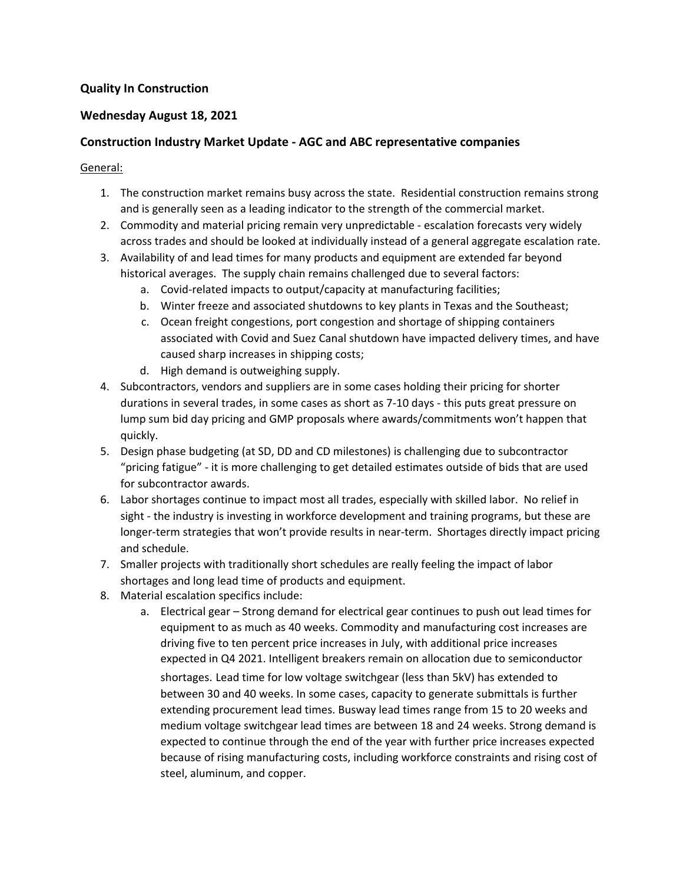**Quality In Construction**

**Wednesday August 18, 2021**

**Construction Industry Market Update - AGC and ABC representative companies**

General:

1. The construction market remains busy across the state. Residential construction remains strong and is generally seen as a leading indicator to the strength of the commercial market.
2. Commodity and material pricing remain very unpredictable - escalation forecasts very widely across trades and should be looked at individually instead of a general aggregate escalation rate.
3. Availability of and lead times for many products and equipment are extended far beyond historical averages. The supply chain remains challenged due to several factors:
    a. Covid-related impacts to output/capacity at manufacturing facilities;
    b. Winter freeze and associated shutdowns to key plants in Texas and the Southeast;
    c. Ocean freight congestions, port congestion and shortage of shipping containers associated with Covid and Suez Canal shutdown have impacted delivery times, and have caused sharp increases in shipping costs;
    d. High demand is outweighing supply.
4. Subcontractors, vendors and suppliers are in some cases holding their pricing for shorter durations in several trades, in some cases as short as 7-10 days - this puts great pressure on lump sum bid day pricing and GMP proposals where awards/commitments won't happen that quickly.
5. Design phase budgeting (at SD, DD and CD milestones) is challenging due to subcontractor "pricing fatigue" - it is more challenging to get detailed estimates outside of bids that are used for subcontractor awards.
6. Labor shortages continue to impact most all trades, especially with skilled labor. No relief in sight - the industry is investing in workforce development and training programs, but these are longer-term strategies that won't provide results in near-term. Shortages directly impact pricing and schedule.
7. Smaller projects with traditionally short schedules are really feeling the impact of labor shortages and long lead time of products and equipment.
8. Material escalation specifics include:
    a. Electrical gear – Strong demand for electrical gear continues to push out lead times for equipment to as much as 40 weeks. Commodity and manufacturing cost increases are driving five to ten percent price increases in July, with additional price increases expected in Q4 2021. Intelligent breakers remain on allocation due to semiconductor shortages. Lead time for low voltage switchgear (less than 5kV) has extended to between 30 and 40 weeks. In some cases, capacity to generate submittals is further extending procurement lead times. Busway lead times range from 15 to 20 weeks and medium voltage switchgear lead times are between 18 and 24 weeks. Strong demand is expected to continue through the end of the year with further price increases expected because of rising manufacturing costs, including workforce constraints and rising cost of steel, aluminum, and copper.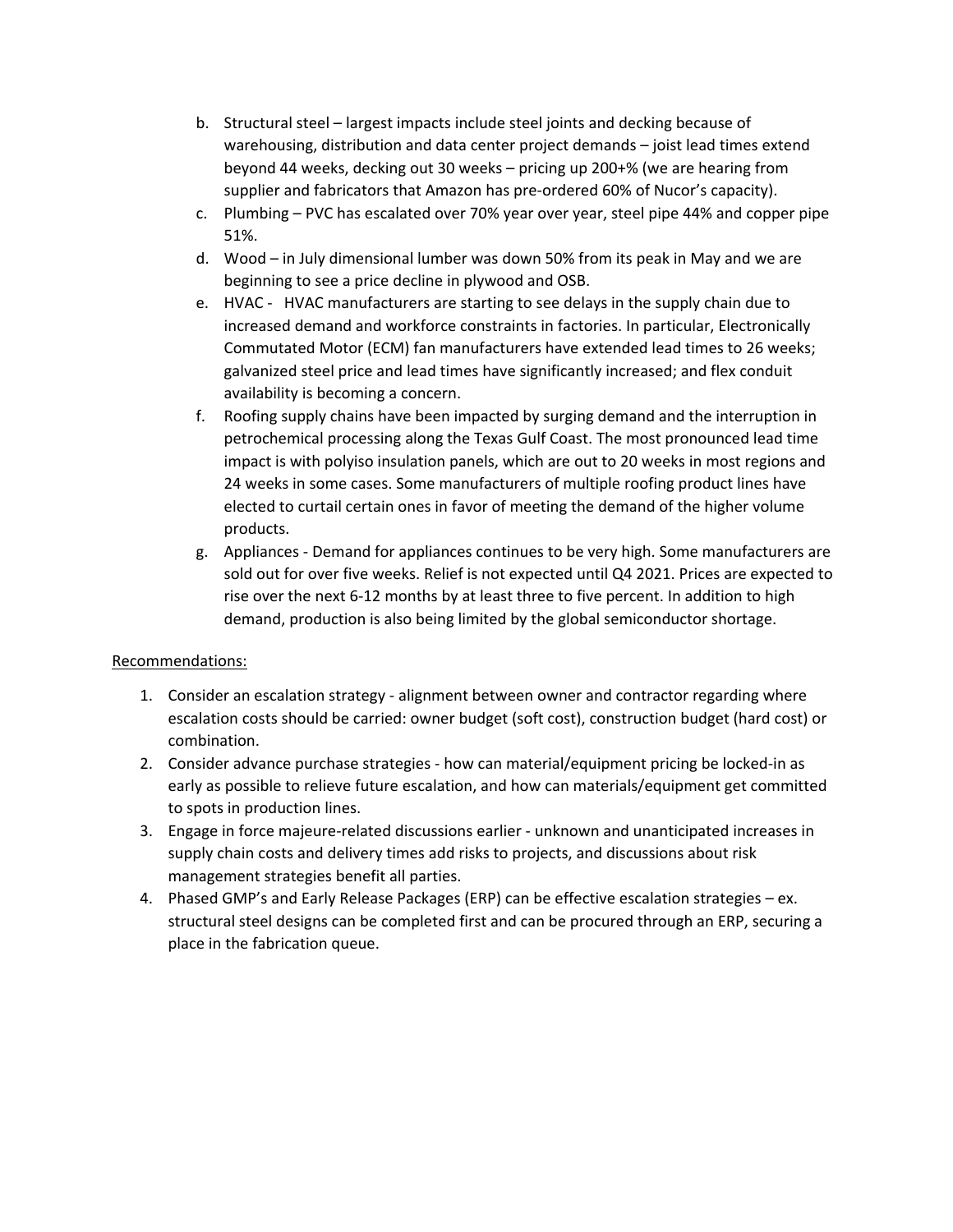b. Structural steel – largest impacts include steel joints and decking because of warehousing, distribution and data center project demands – joist lead times extend beyond 44 weeks, decking out 30 weeks – pricing up 200+% (we are hearing from supplier and fabricators that Amazon has pre-ordered 60% of Nucor's capacity).
c. Plumbing – PVC has escalated over 70% year over year, steel pipe 44% and copper pipe 51%.
d. Wood – in July dimensional lumber was down 50% from its peak in May and we are beginning to see a price decline in plywood and OSB.
e. HVAC - HVAC manufacturers are starting to see delays in the supply chain due to increased demand and workforce constraints in factories. In particular, Electronically Commutated Motor (ECM) fan manufacturers have extended lead times to 26 weeks; galvanized steel price and lead times have significantly increased; and flex conduit availability is becoming a concern.
f. Roofing supply chains have been impacted by surging demand and the interruption in petrochemical processing along the Texas Gulf Coast. The most pronounced lead time impact is with polyiso insulation panels, which are out to 20 weeks in most regions and 24 weeks in some cases. Some manufacturers of multiple roofing product lines have elected to curtail certain ones in favor of meeting the demand of the higher volume products.
g. Appliances - Demand for appliances continues to be very high. Some manufacturers are sold out for over five weeks. Relief is not expected until Q4 2021. Prices are expected to rise over the next 6-12 months by at least three to five percent. In addition to high demand, production is also being limited by the global semiconductor shortage.

Recommendations:

1. Consider an escalation strategy - alignment between owner and contractor regarding where escalation costs should be carried: owner budget (soft cost), construction budget (hard cost) or combination.
2. Consider advance purchase strategies - how can material/equipment pricing be locked-in as early as possible to relieve future escalation, and how can materials/equipment get committed to spots in production lines.
3. Engage in force majeure-related discussions earlier - unknown and unanticipated increases in supply chain costs and delivery times add risks to projects, and discussions about risk management strategies benefit all parties.
4. Phased GMP's and Early Release Packages (ERP) can be effective escalation strategies – ex. structural steel designs can be completed first and can be procured through an ERP, securing a place in the fabrication queue.